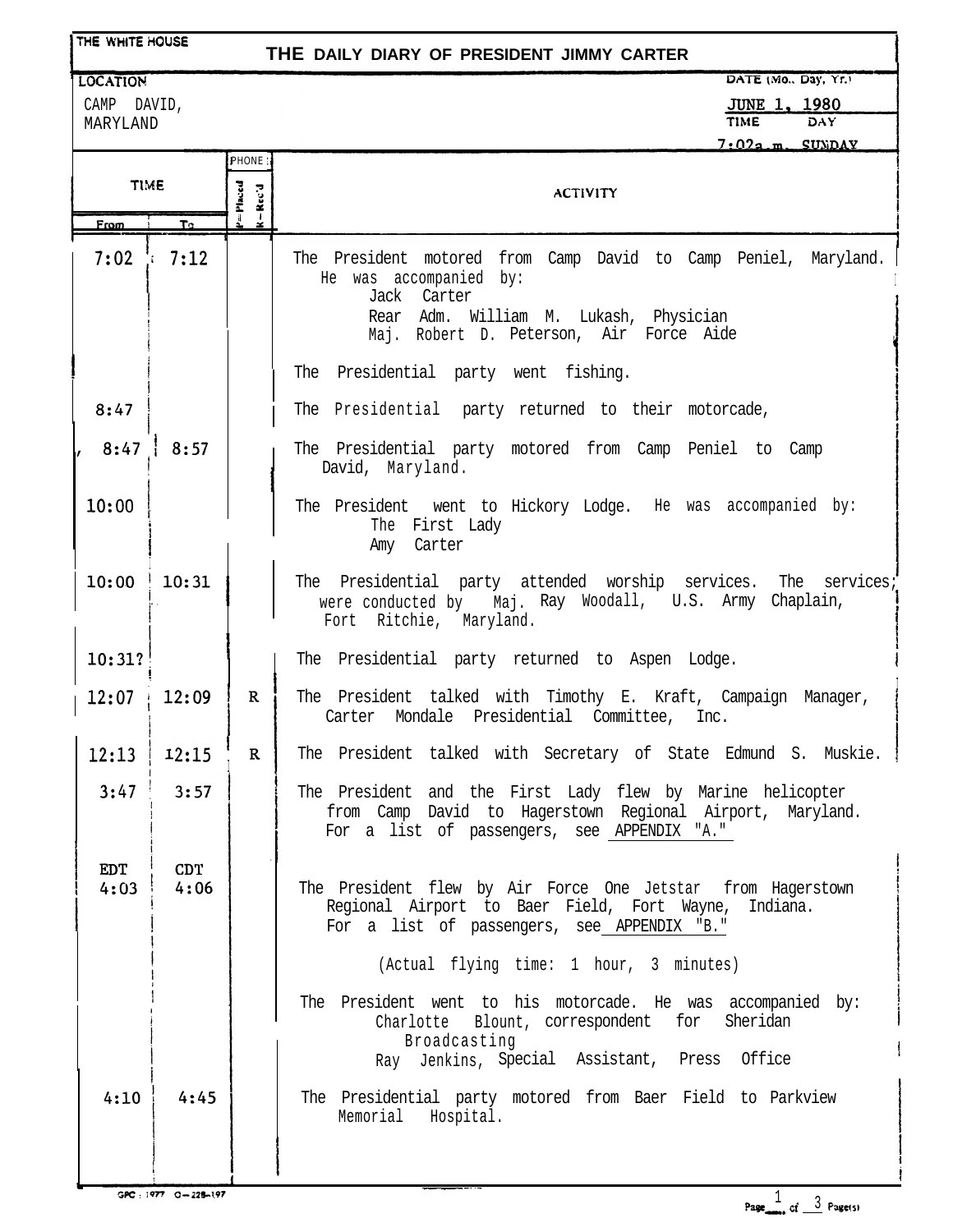THE WHITE HOUSE

# THE DAILY DIARY OF PRESIDENT JIMMY CARTER

LOCATION: CAMP DAVID, MARYLAND

DATE (Mo., Day, Yr.): JUNE 1, 1980

TIME: 7:02 a.m. DAY: SUNDAY

| TIME From | TIME To | PHONE P=Placed R=Rec'd | ACTIVITY |
|---|---|---|---|
| 7:02 | 7:12 | | The President motored from Camp David to Camp Peniel, Maryland. He was accompanied by: Jack Carter; Rear Adm. William M. Lukash, Physician; Maj. Robert D. Peterson, Air Force Aide |
| | | | The Presidential party went fishing. |
| 8:47 | | | The Presidential party returned to their motorcade, |
| 8:47 | 8:57 | | The Presidential party motored from Camp Peniel to Camp David, Maryland. |
| 10:00 | | | The President went to Hickory Lodge. He was accompanied by: The First Lady; Amy Carter |
| 10:00 | 10:31 | | The Presidential party attended worship services. The services were conducted by Maj. Ray Woodall, U.S. Army Chaplain, Fort Ritchie, Maryland. |
| 10:31? | | | The Presidential party returned to Aspen Lodge. |
| 12:07 | 12:09 | R | The President talked with Timothy E. Kraft, Campaign Manager, Carter Mondale Presidential Committee, Inc. |
| 12:13 | 12:15 | R | The President talked with Secretary of State Edmund S. Muskie. |
| 3:47 | 3:57 | | The President and the First Lady flew by Marine helicopter from Camp David to Hagerstown Regional Airport, Maryland. For a list of passengers, see APPENDIX "A." |
| EDT 4:03 | CDT 4:06 | | The President flew by Air Force One Jetstar from Hagerstown Regional Airport to Baer Field, Fort Wayne, Indiana. For a list of passengers, see APPENDIX "B." (Actual flying time: 1 hour, 3 minutes) |
| | | | The President went to his motorcade. He was accompanied by: Charlotte Blount, correspondent for Sheridan Broadcasting; Ray Jenkins, Special Assistant, Press Office |
| 4:10 | 4:45 | | The Presidential party motored from Baer Field to Parkview Memorial Hospital. |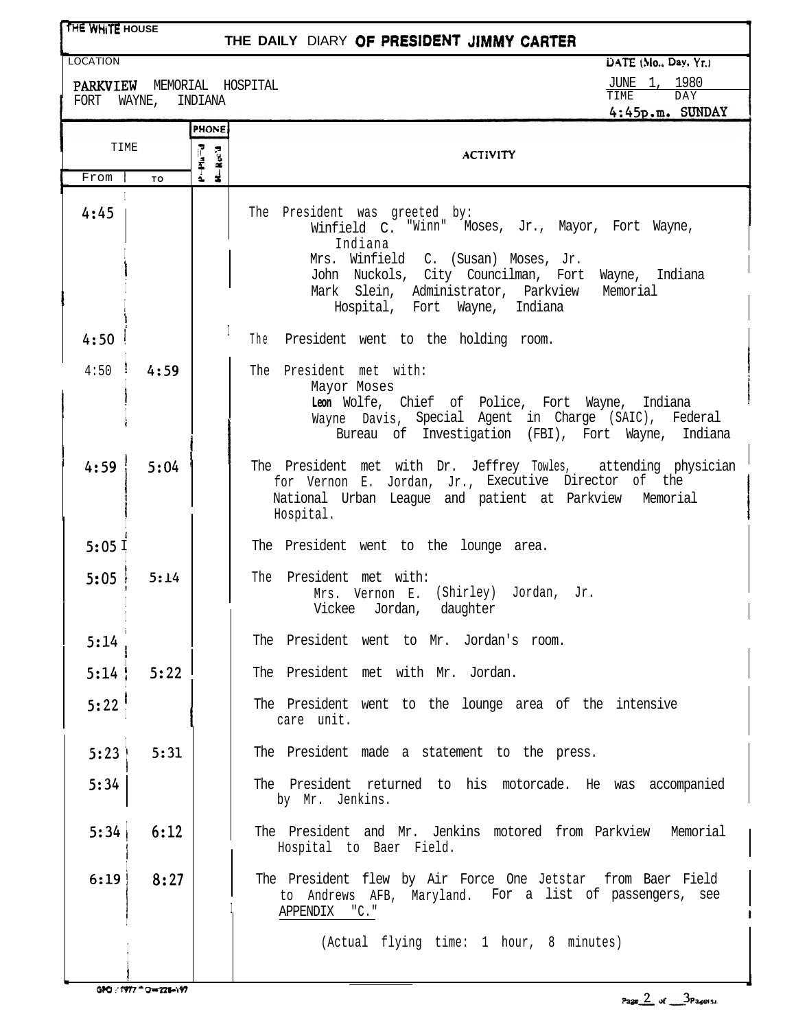# THE WHITE HOUSE

## THE DAILY DIARY OF PRESIDENT JIMMY CARTER

| LOCATION | DATE (Mo., Day, Yr.) |
|---|---|
| PARKVIEW MEMORIAL HOSPITAL<br>FORT WAYNE, INDIANA | JUNE 1, 1980 |
| | TIME: 4:45p.m. DAY: SUNDAY |

| TIME From | TIME To | PHONE P—Pla'd | PHONE R—Rec'd | ACTIVITY |
|---|---|---|---|---|
| 4:45 | | | | The President was greeted by:<br>Winfield C. "Winn" Moses, Jr., Mayor, Fort Wayne, Indiana<br>Mrs. Winfield C. (Susan) Moses, Jr.<br>John Nuckols, City Councilman, Fort Wayne, Indiana<br>Mark Slein, Administrator, Parkview Memorial Hospital, Fort Wayne, Indiana |
| 4:50 | | | | The President went to the holding room. |
| 4:50 | 4:59 | | | The President met with:<br>Mayor Moses<br>Leon Wolfe, Chief of Police, Fort Wayne, Indiana<br>Wayne Davis, Special Agent in Charge (SAIC), Federal Bureau of Investigation (FBI), Fort Wayne, Indiana |
| 4:59 | 5:04 | | | The President met with Dr. Jeffrey Towles, attending physician for Vernon E. Jordan, Jr., Executive Director of the National Urban League and patient at Parkview Memorial Hospital. |
| 5:05 | | | | The President went to the lounge area. |
| 5:05 | 5:14 | | | The President met with:<br>Mrs. Vernon E. (Shirley) Jordan, Jr.<br>Vickee Jordan, daughter |
| 5:14 | | | | The President went to Mr. Jordan's room. |
| 5:14 | 5:22 | | | The President met with Mr. Jordan. |
| 5:22 | | | | The President went to the lounge area of the intensive care unit. |
| 5:23 | 5:31 | | | The President made a statement to the press. |
| 5:34 | | | | The President returned to his motorcade. He was accompanied by Mr. Jenkins. |
| 5:34 | 6:12 | | | The President and Mr. Jenkins motored from Parkview Memorial Hospital to Baer Field. |
| 6:19 | 8:27 | | | The President flew by Air Force One Jetstar from Baer Field to Andrews AFB, Maryland. For a list of passengers, see APPENDIX "C."<br><br>(Actual flying time: 1 hour, 8 minutes) |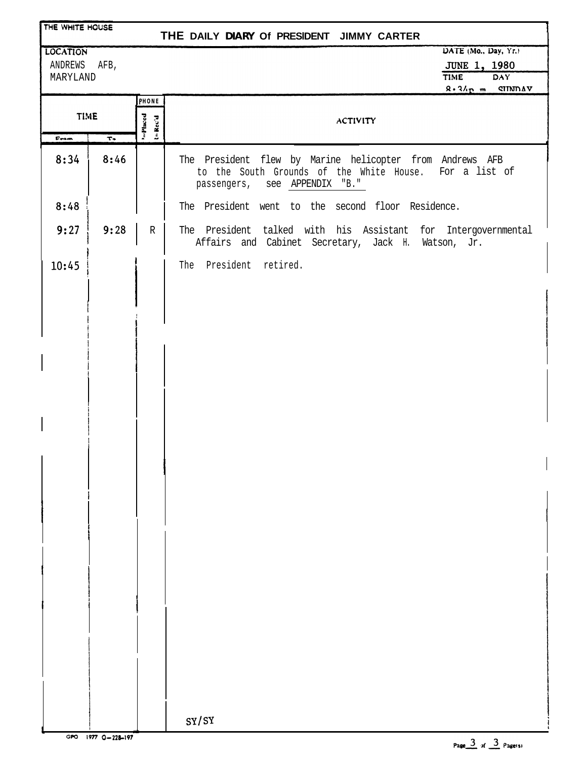THE WHITE HOUSE

# THE DAILY DIARY Of PRESIDENT JIMMY CARTER

LOCATION
ANDREWS AFB,
MARYLAND

DATE (Mo., Day, Yr.)
JUNE 1, 1980
TIME DAY
8:34p.m. SUNDAY

| TIME From | TIME To | PHONE P=Placed R=Rec'd | ACTIVITY |
|---|---|---|---|
| 8:34 | 8:46 | | The President flew by Marine helicopter from Andrews AFB to the South Grounds of the White House. For a list of passengers, see APPENDIX "B." |
| 8:48 | | | The President went to the second floor Residence. |
| 9:27 | 9:28 | R | The President talked with his Assistant for Intergovernmental Affairs and Cabinet Secretary, Jack H. Watson, Jr. |
| 10:45 | | | The President retired. |

SY/SY

GPO 1977 O-228-197